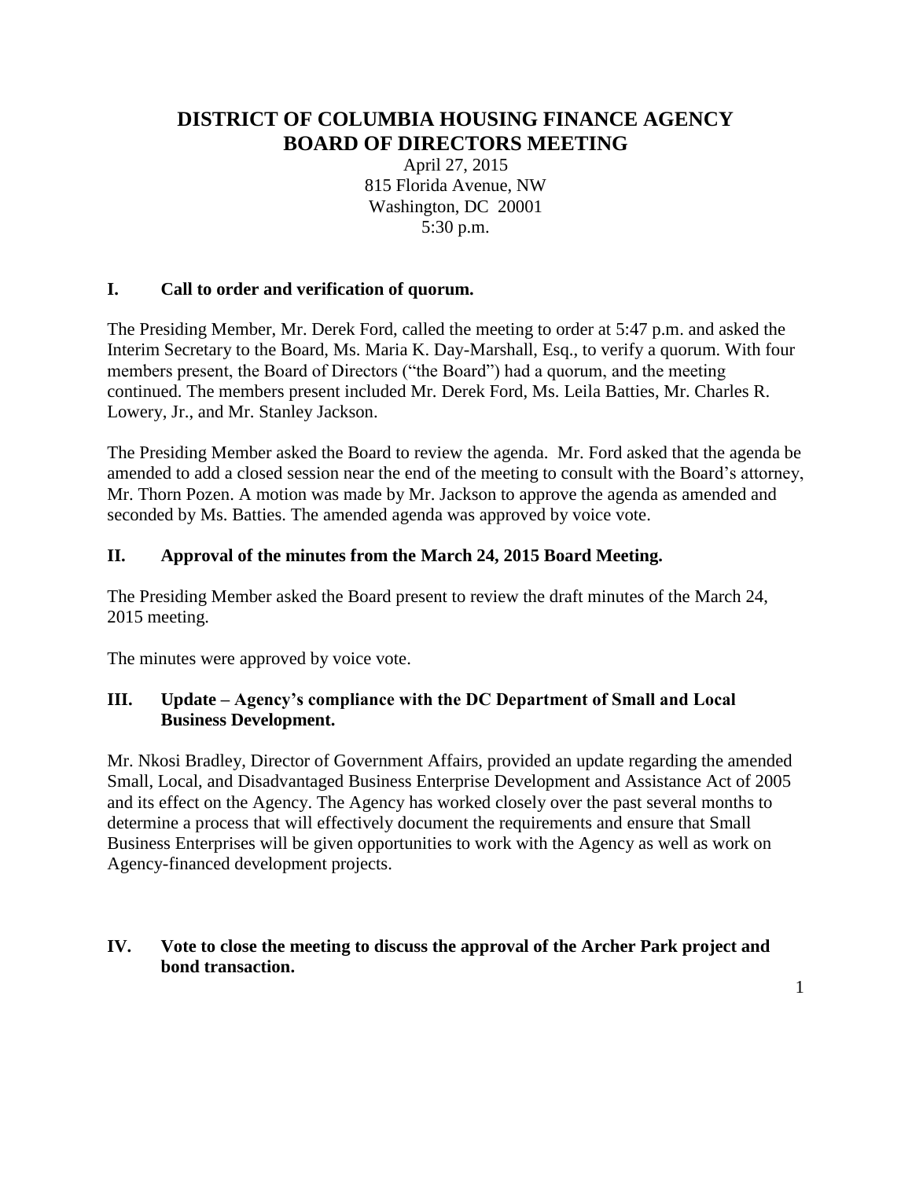# DISTRICT OF COLUMBIA HOUSING FINANCE AGENCY
# BOARD OF DIRECTORS MEETING

April 27, 2015
815 Florida Avenue, NW
Washington, DC 20001
5:30 p.m.

## I. Call to order and verification of quorum.

The Presiding Member, Mr. Derek Ford, called the meeting to order at 5:47 p.m. and asked the Interim Secretary to the Board, Ms. Maria K. Day-Marshall, Esq., to verify a quorum. With four members present, the Board of Directors ("the Board") had a quorum, and the meeting continued. The members present included Mr. Derek Ford, Ms. Leila Batties, Mr. Charles R. Lowery, Jr., and Mr. Stanley Jackson.

The Presiding Member asked the Board to review the agenda. Mr. Ford asked that the agenda be amended to add a closed session near the end of the meeting to consult with the Board's attorney, Mr. Thorn Pozen. A motion was made by Mr. Jackson to approve the agenda as amended and seconded by Ms. Batties. The amended agenda was approved by voice vote.

## II. Approval of the minutes from the March 24, 2015 Board Meeting.

The Presiding Member asked the Board present to review the draft minutes of the March 24, 2015 meeting.

The minutes were approved by voice vote.

## III. Update – Agency's compliance with the DC Department of Small and Local Business Development.

Mr. Nkosi Bradley, Director of Government Affairs, provided an update regarding the amended Small, Local, and Disadvantaged Business Enterprise Development and Assistance Act of 2005 and its effect on the Agency. The Agency has worked closely over the past several months to determine a process that will effectively document the requirements and ensure that Small Business Enterprises will be given opportunities to work with the Agency as well as work on Agency-financed development projects.

## IV. Vote to close the meeting to discuss the approval of the Archer Park project and bond transaction.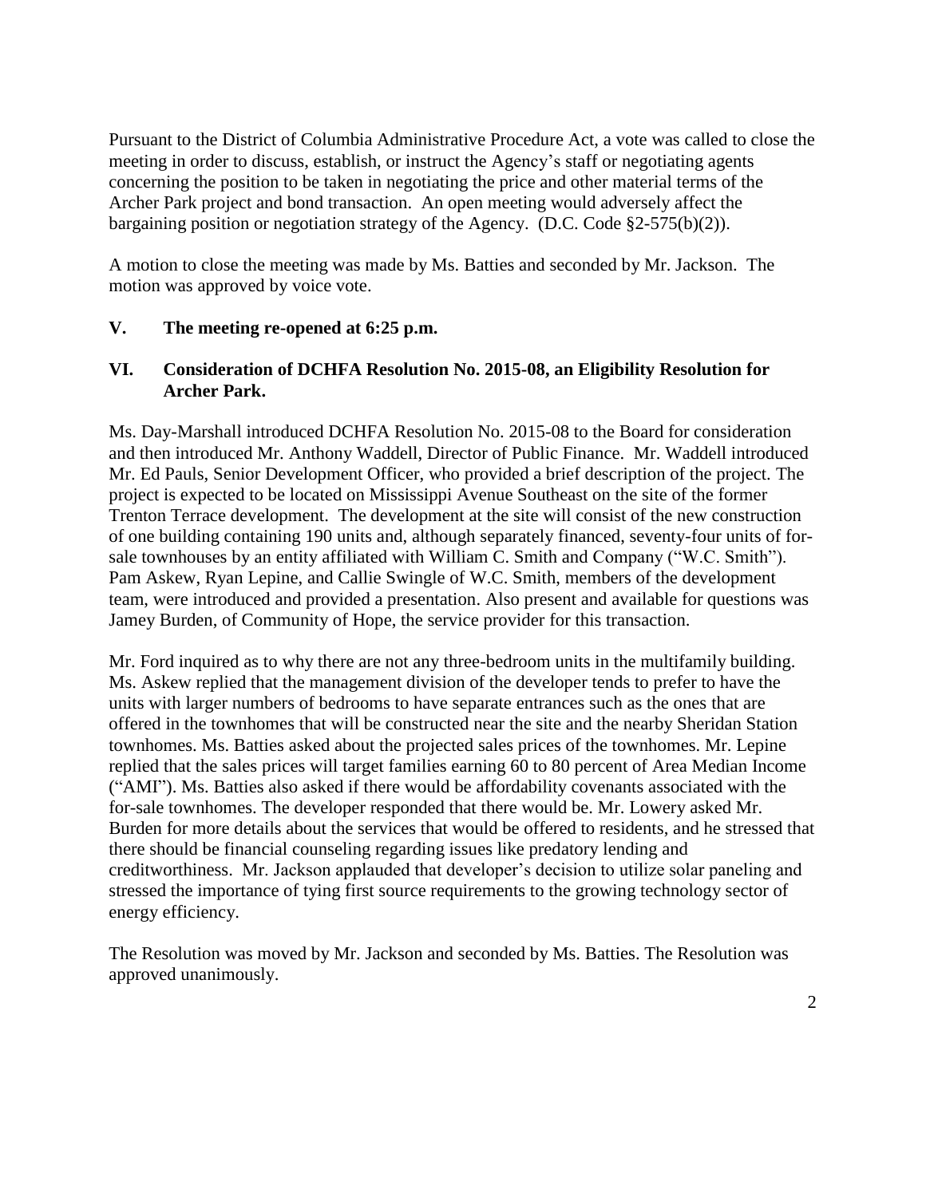Pursuant to the District of Columbia Administrative Procedure Act, a vote was called to close the meeting in order to discuss, establish, or instruct the Agency's staff or negotiating agents concerning the position to be taken in negotiating the price and other material terms of the Archer Park project and bond transaction. An open meeting would adversely affect the bargaining position or negotiation strategy of the Agency. (D.C. Code §2-575(b)(2)).

A motion to close the meeting was made by Ms. Batties and seconded by Mr. Jackson. The motion was approved by voice vote.

## V. The meeting re-opened at 6:25 p.m.

## VI. Consideration of DCHFA Resolution No. 2015-08, an Eligibility Resolution for Archer Park.

Ms. Day-Marshall introduced DCHFA Resolution No. 2015-08 to the Board for consideration and then introduced Mr. Anthony Waddell, Director of Public Finance. Mr. Waddell introduced Mr. Ed Pauls, Senior Development Officer, who provided a brief description of the project. The project is expected to be located on Mississippi Avenue Southeast on the site of the former Trenton Terrace development. The development at the site will consist of the new construction of one building containing 190 units and, although separately financed, seventy-four units of for-sale townhouses by an entity affiliated with William C. Smith and Company ("W.C. Smith"). Pam Askew, Ryan Lepine, and Callie Swingle of W.C. Smith, members of the development team, were introduced and provided a presentation. Also present and available for questions was Jamey Burden, of Community of Hope, the service provider for this transaction.

Mr. Ford inquired as to why there are not any three-bedroom units in the multifamily building. Ms. Askew replied that the management division of the developer tends to prefer to have the units with larger numbers of bedrooms to have separate entrances such as the ones that are offered in the townhomes that will be constructed near the site and the nearby Sheridan Station townhomes. Ms. Batties asked about the projected sales prices of the townhomes. Mr. Lepine replied that the sales prices will target families earning 60 to 80 percent of Area Median Income ("AMI"). Ms. Batties also asked if there would be affordability covenants associated with the for-sale townhomes. The developer responded that there would be. Mr. Lowery asked Mr. Burden for more details about the services that would be offered to residents, and he stressed that there should be financial counseling regarding issues like predatory lending and creditworthiness. Mr. Jackson applauded that developer's decision to utilize solar paneling and stressed the importance of tying first source requirements to the growing technology sector of energy efficiency.

The Resolution was moved by Mr. Jackson and seconded by Ms. Batties. The Resolution was approved unanimously.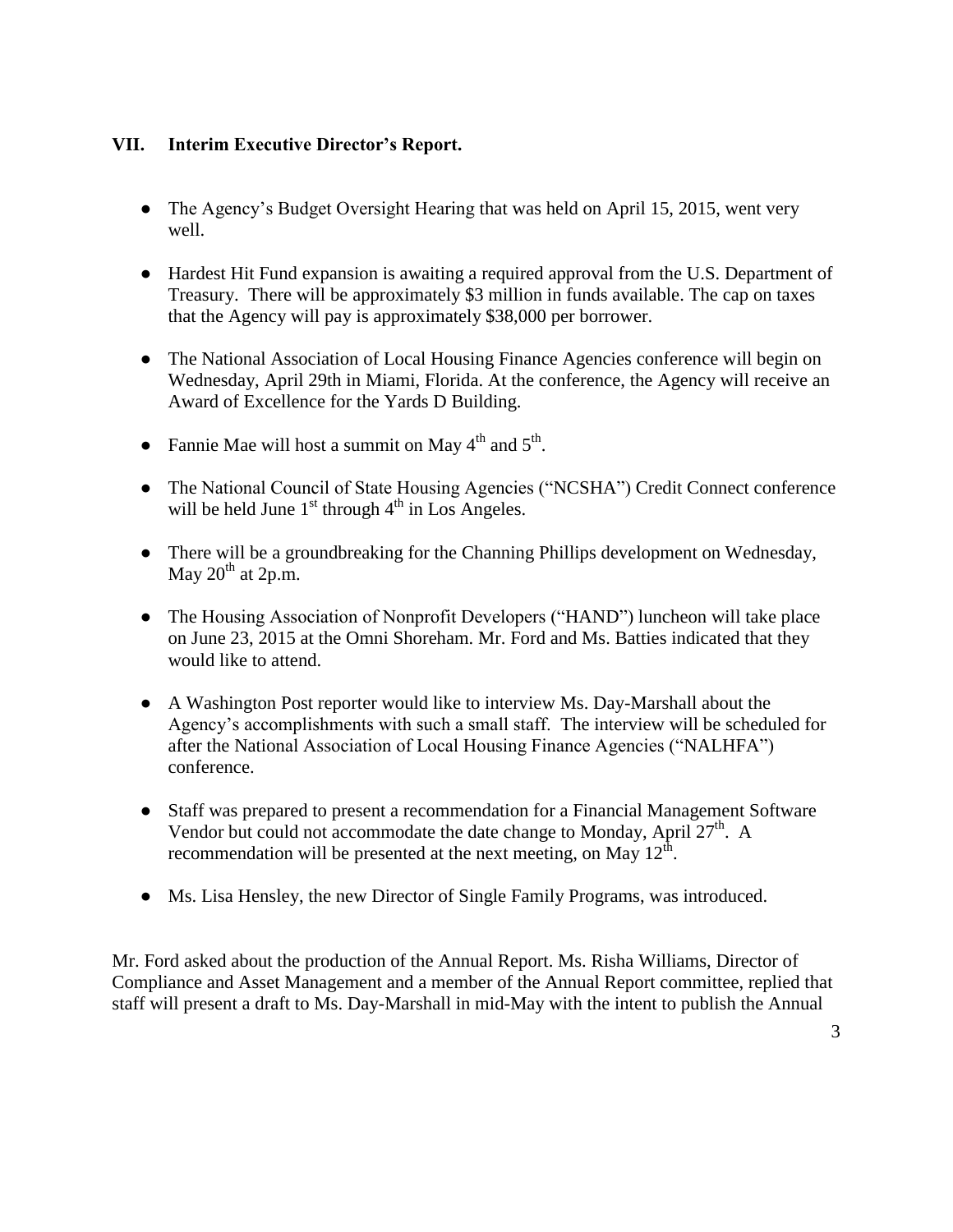## VII. Interim Executive Director's Report.

- The Agency's Budget Oversight Hearing that was held on April 15, 2015, went very well.
- Hardest Hit Fund expansion is awaiting a required approval from the U.S. Department of Treasury. There will be approximately $3 million in funds available. The cap on taxes that the Agency will pay is approximately $38,000 per borrower.
- The National Association of Local Housing Finance Agencies conference will begin on Wednesday, April 29th in Miami, Florida. At the conference, the Agency will receive an Award of Excellence for the Yards D Building.
- Fannie Mae will host a summit on May 4th and 5th.
- The National Council of State Housing Agencies ("NCSHA") Credit Connect conference will be held June 1st through 4th in Los Angeles.
- There will be a groundbreaking for the Channing Phillips development on Wednesday, May 20th at 2p.m.
- The Housing Association of Nonprofit Developers ("HAND") luncheon will take place on June 23, 2015 at the Omni Shoreham. Mr. Ford and Ms. Batties indicated that they would like to attend.
- A Washington Post reporter would like to interview Ms. Day-Marshall about the Agency's accomplishments with such a small staff. The interview will be scheduled for after the National Association of Local Housing Finance Agencies ("NALHFA") conference.
- Staff was prepared to present a recommendation for a Financial Management Software Vendor but could not accommodate the date change to Monday, April 27th. A recommendation will be presented at the next meeting, on May 12th.
- Ms. Lisa Hensley, the new Director of Single Family Programs, was introduced.

Mr. Ford asked about the production of the Annual Report. Ms. Risha Williams, Director of Compliance and Asset Management and a member of the Annual Report committee, replied that staff will present a draft to Ms. Day-Marshall in mid-May with the intent to publish the Annual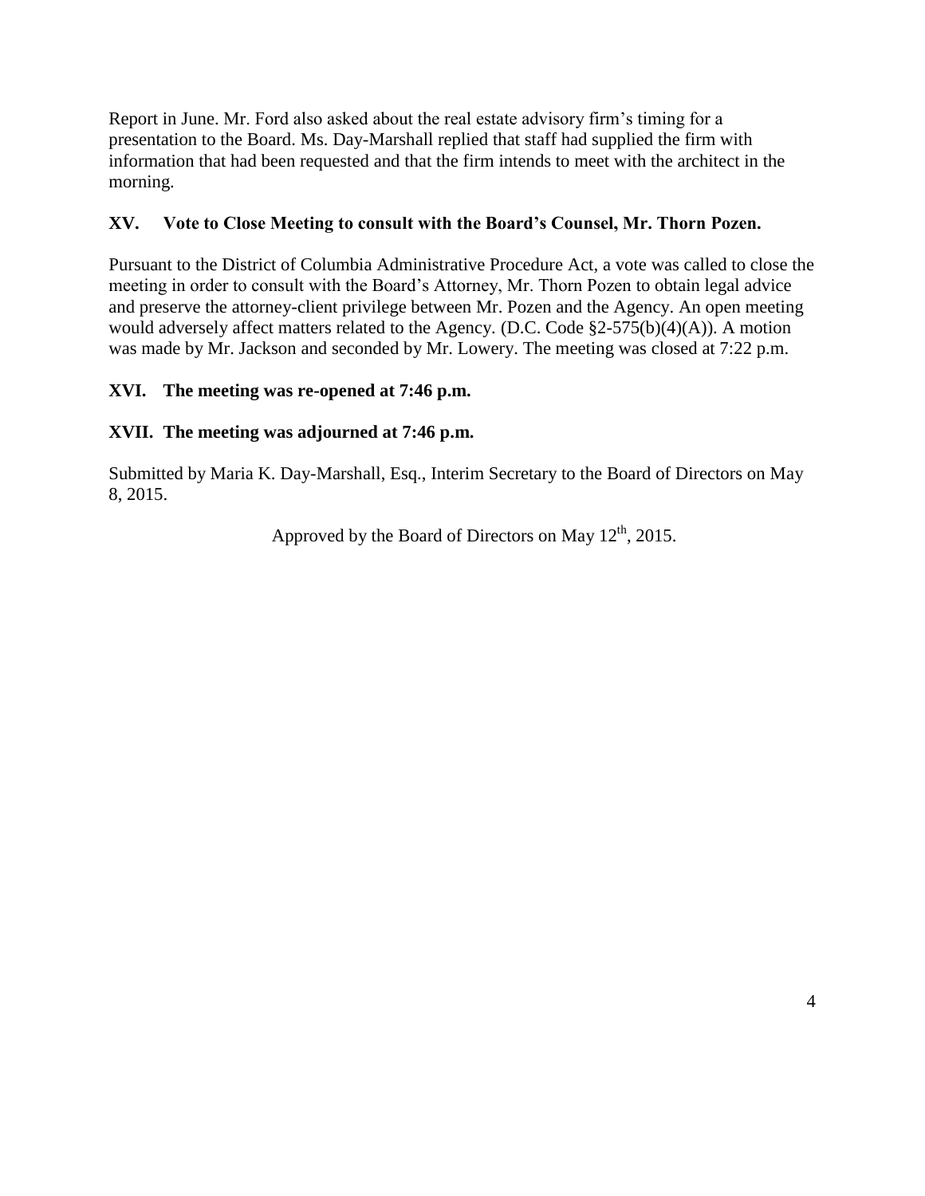Report in June. Mr. Ford also asked about the real estate advisory firm's timing for a presentation to the Board. Ms. Day-Marshall replied that staff had supplied the firm with information that had been requested and that the firm intends to meet with the architect in the morning.

### XV. Vote to Close Meeting to consult with the Board's Counsel, Mr. Thorn Pozen.

Pursuant to the District of Columbia Administrative Procedure Act, a vote was called to close the meeting in order to consult with the Board's Attorney, Mr. Thorn Pozen to obtain legal advice and preserve the attorney-client privilege between Mr. Pozen and the Agency. An open meeting would adversely affect matters related to the Agency. (D.C. Code §2-575(b)(4)(A)). A motion was made by Mr. Jackson and seconded by Mr. Lowery. The meeting was closed at 7:22 p.m.

### XVI. The meeting was re-opened at 7:46 p.m.

### XVII. The meeting was adjourned at 7:46 p.m.

Submitted by Maria K. Day-Marshall, Esq., Interim Secretary to the Board of Directors on May 8, 2015.

Approved by the Board of Directors on May 12th, 2015.